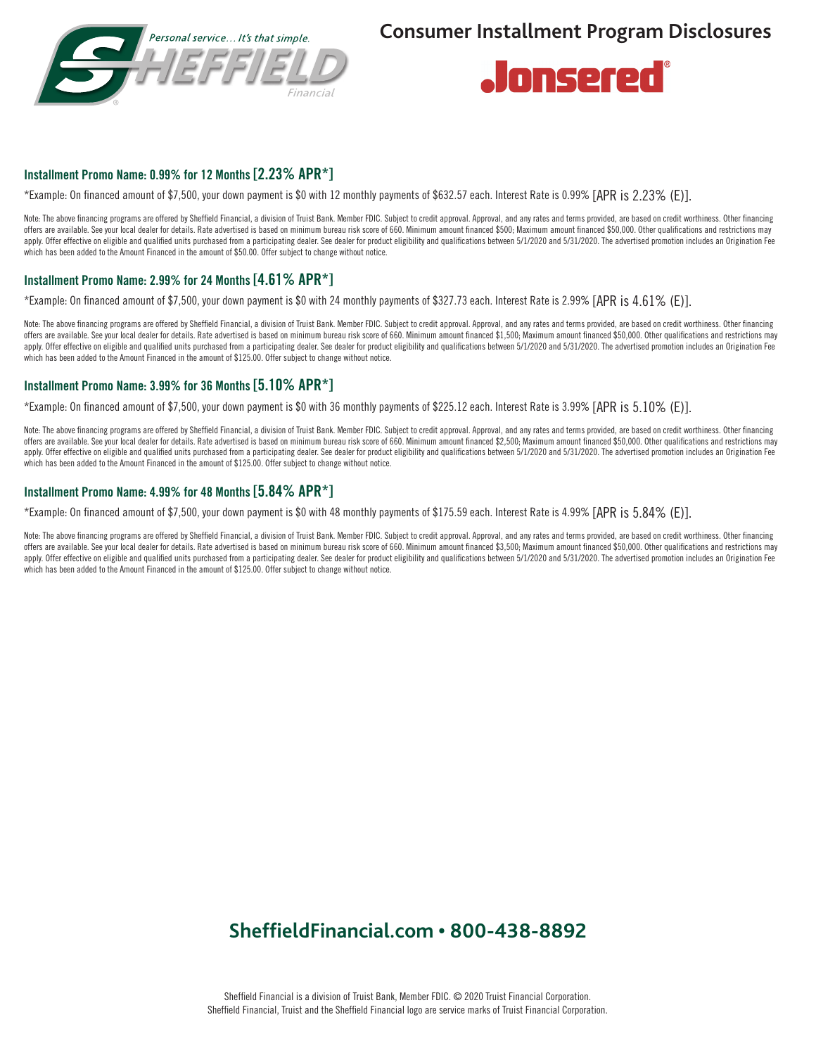# Consumer Installment Program Disclosures

Personal service… It's that simple.

SHEFFIELD Financial

Jonsered

## Installment Promo Name: 0.99% for 12 Months [2.23% APR*]

*Example: On financed amount of $7,500, your down payment is $0 with 12 monthly payments of $632.57 each. Interest Rate is 0.99% [APR is 2.23% (E)].

Note: The above financing programs are offered by Sheffield Financial, a division of Truist Bank. Member FDIC. Subject to credit approval. Approval, and any rates and terms provided, are based on credit worthiness. Other financing offers are available. See your local dealer for details. Rate advertised is based on minimum bureau risk score of 660. Minimum amount financed $500; Maximum amount financed $50,000. Other qualifications and restrictions may apply. Offer effective on eligible and qualified units purchased from a participating dealer. See dealer for product eligibility and qualifications between 5/1/2020 and 5/31/2020. The advertised promotion includes an Origination Fee which has been added to the Amount Financed in the amount of $50.00. Offer subject to change without notice.

## Installment Promo Name: 2.99% for 24 Months [4.61% APR*]

*Example: On financed amount of $7,500, your down payment is $0 with 24 monthly payments of $327.73 each. Interest Rate is 2.99% [APR is 4.61% (E)].

Note: The above financing programs are offered by Sheffield Financial, a division of Truist Bank. Member FDIC. Subject to credit approval. Approval, and any rates and terms provided, are based on credit worthiness. Other financing offers are available. See your local dealer for details. Rate advertised is based on minimum bureau risk score of 660. Minimum amount financed $1,500; Maximum amount financed $50,000. Other qualifications and restrictions may apply. Offer effective on eligible and qualified units purchased from a participating dealer. See dealer for product eligibility and qualifications between 5/1/2020 and 5/31/2020. The advertised promotion includes an Origination Fee which has been added to the Amount Financed in the amount of $125.00. Offer subject to change without notice.

## Installment Promo Name: 3.99% for 36 Months [5.10% APR*]

*Example: On financed amount of $7,500, your down payment is $0 with 36 monthly payments of $225.12 each. Interest Rate is 3.99% [APR is 5.10% (E)].

Note: The above financing programs are offered by Sheffield Financial, a division of Truist Bank. Member FDIC. Subject to credit approval. Approval, and any rates and terms provided, are based on credit worthiness. Other financing offers are available. See your local dealer for details. Rate advertised is based on minimum bureau risk score of 660. Minimum amount financed $2,500; Maximum amount financed $50,000. Other qualifications and restrictions may apply. Offer effective on eligible and qualified units purchased from a participating dealer. See dealer for product eligibility and qualifications between 5/1/2020 and 5/31/2020. The advertised promotion includes an Origination Fee which has been added to the Amount Financed in the amount of $125.00. Offer subject to change without notice.

## Installment Promo Name: 4.99% for 48 Months [5.84% APR*]

*Example: On financed amount of $7,500, your down payment is $0 with 48 monthly payments of $175.59 each. Interest Rate is 4.99% [APR is 5.84% (E)].

Note: The above financing programs are offered by Sheffield Financial, a division of Truist Bank. Member FDIC. Subject to credit approval. Approval, and any rates and terms provided, are based on credit worthiness. Other financing offers are available. See your local dealer for details. Rate advertised is based on minimum bureau risk score of 660. Minimum amount financed $3,500; Maximum amount financed $50,000. Other qualifications and restrictions may apply. Offer effective on eligible and qualified units purchased from a participating dealer. See dealer for product eligibility and qualifications between 5/1/2020 and 5/31/2020. The advertised promotion includes an Origination Fee which has been added to the Amount Financed in the amount of $125.00. Offer subject to change without notice.

**SheffieldFinancial.com • 800-438-8892**

Sheffield Financial is a division of Truist Bank, Member FDIC. © 2020 Truist Financial Corporation.
Sheffield Financial, Truist and the Sheffield Financial logo are service marks of Truist Financial Corporation.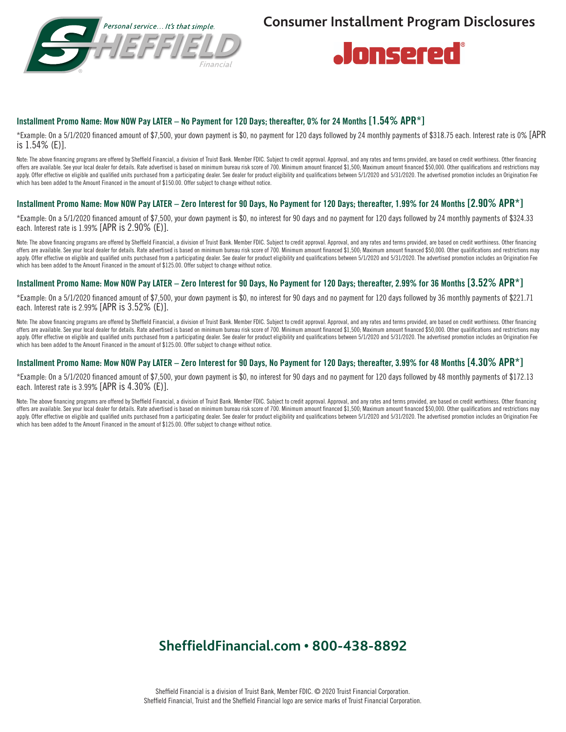# Consumer Installment Program Disclosures

Personal service… It's that simple.

SHEFFIELD Financial

Jonsered

### Installment Promo Name: Mow NOW Pay LATER – No Payment for 120 Days; thereafter, 0% for 24 Months [1.54% APR*]

*Example: On a 5/1/2020 financed amount of $7,500, your down payment is $0, no payment for 120 days followed by 24 monthly payments of $318.75 each. Interest rate is 0% [APR is 1.54% (E)].

Note: The above financing programs are offered by Sheffield Financial, a division of Truist Bank. Member FDIC. Subject to credit approval. Approval, and any rates and terms provided, are based on credit worthiness. Other financing offers are available. See your local dealer for details. Rate advertised is based on minimum bureau risk score of 700. Minimum amount financed $1,500; Maximum amount financed $50,000. Other qualifications and restrictions may apply. Offer effective on eligible and qualified units purchased from a participating dealer. See dealer for product eligibility and qualifications between 5/1/2020 and 5/31/2020. The advertised promotion includes an Origination Fee which has been added to the Amount Financed in the amount of $150.00. Offer subject to change without notice.

### Installment Promo Name: Mow NOW Pay LATER – Zero Interest for 90 Days, No Payment for 120 Days; thereafter, 1.99% for 24 Months [2.90% APR*]

*Example: On a 5/1/2020 financed amount of $7,500, your down payment is $0, no interest for 90 days and no payment for 120 days followed by 24 monthly payments of $324.33 each. Interest rate is 1.99% [APR is 2.90% (E)].

Note: The above financing programs are offered by Sheffield Financial, a division of Truist Bank. Member FDIC. Subject to credit approval. Approval, and any rates and terms provided, are based on credit worthiness. Other financing offers are available. See your local dealer for details. Rate advertised is based on minimum bureau risk score of 700. Minimum amount financed $1,500; Maximum amount financed $50,000. Other qualifications and restrictions may apply. Offer effective on eligible and qualified units purchased from a participating dealer. See dealer for product eligibility and qualifications between 5/1/2020 and 5/31/2020. The advertised promotion includes an Origination Fee which has been added to the Amount Financed in the amount of $125.00. Offer subject to change without notice.

### Installment Promo Name: Mow NOW Pay LATER – Zero Interest for 90 Days, No Payment for 120 Days; thereafter, 2.99% for 36 Months [3.52% APR*]

*Example: On a 5/1/2020 financed amount of $7,500, your down payment is $0, no interest for 90 days and no payment for 120 days followed by 36 monthly payments of $221.71 each. Interest rate is 2.99% [APR is 3.52% (E)].

Note: The above financing programs are offered by Sheffield Financial, a division of Truist Bank. Member FDIC. Subject to credit approval. Approval, and any rates and terms provided, are based on credit worthiness. Other financing offers are available. See your local dealer for details. Rate advertised is based on minimum bureau risk score of 700. Minimum amount financed $1,500; Maximum amount financed $50,000. Other qualifications and restrictions may apply. Offer effective on eligible and qualified units purchased from a participating dealer. See dealer for product eligibility and qualifications between 5/1/2020 and 5/31/2020. The advertised promotion includes an Origination Fee which has been added to the Amount Financed in the amount of $125.00. Offer subject to change without notice.

### Installment Promo Name: Mow NOW Pay LATER – Zero Interest for 90 Days, No Payment for 120 Days; thereafter, 3.99% for 48 Months [4.30% APR*]

*Example: On a 5/1/2020 financed amount of $7,500, your down payment is $0, no interest for 90 days and no payment for 120 days followed by 48 monthly payments of $172.13 each. Interest rate is 3.99% [APR is 4.30% (E)].

Note: The above financing programs are offered by Sheffield Financial, a division of Truist Bank. Member FDIC. Subject to credit approval. Approval, and any rates and terms provided, are based on credit worthiness. Other financing offers are available. See your local dealer for details. Rate advertised is based on minimum bureau risk score of 700. Minimum amount financed $1,500; Maximum amount financed $50,000. Other qualifications and restrictions may apply. Offer effective on eligible and qualified units purchased from a participating dealer. See dealer for product eligibility and qualifications between 5/1/2020 and 5/31/2020. The advertised promotion includes an Origination Fee which has been added to the Amount Financed in the amount of $125.00. Offer subject to change without notice.

## SheffieldFinancial.com • 800-438-8892

Sheffield Financial is a division of Truist Bank, Member FDIC. © 2020 Truist Financial Corporation.
Sheffield Financial, Truist and the Sheffield Financial logo are service marks of Truist Financial Corporation.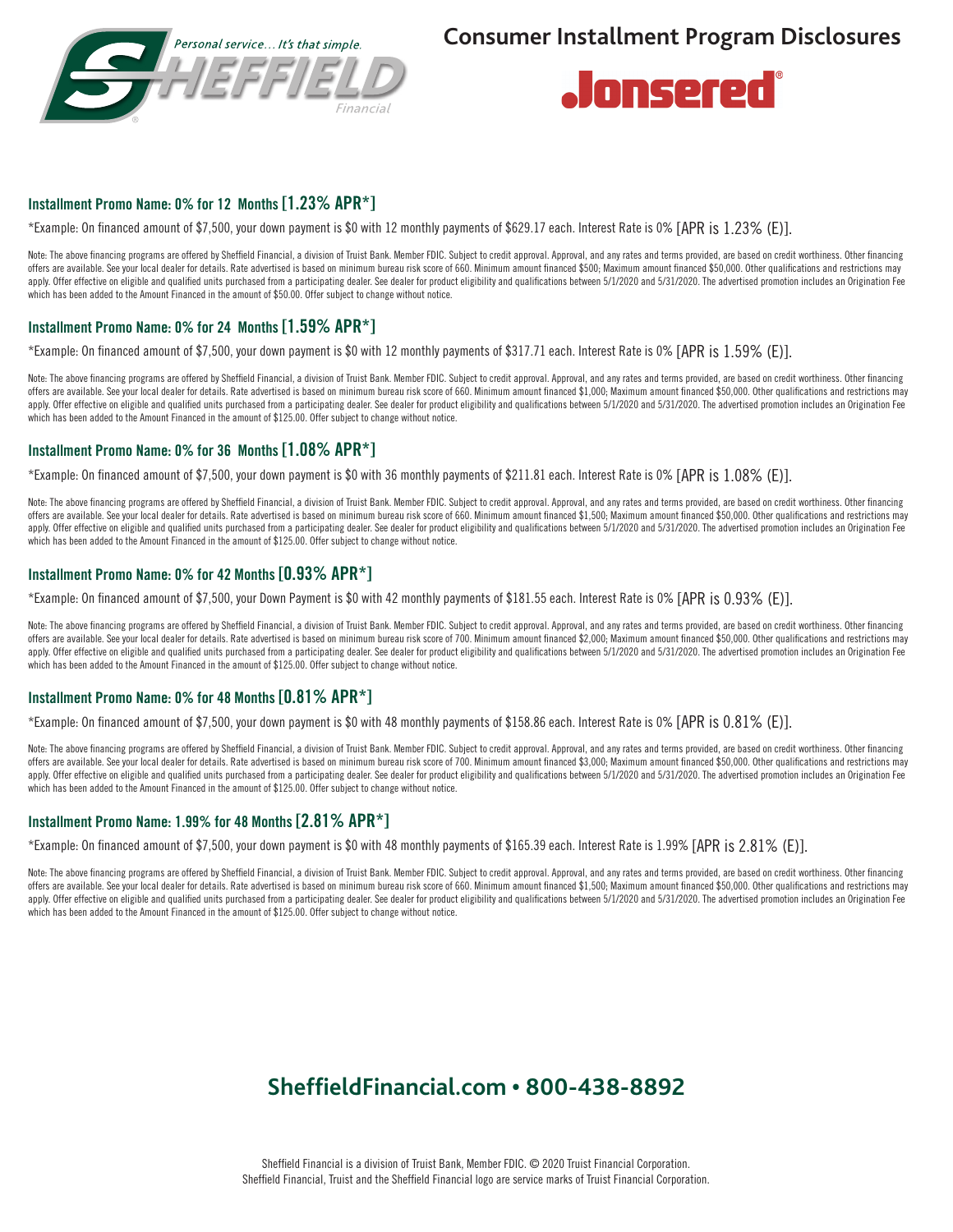Personal service… It's that simple.

SHEFFIELD Financial

# Consumer Installment Program Disclosures

Jonsered®

### Installment Promo Name: 0% for 12 Months [1.23% APR*]

*Example: On financed amount of $7,500, your down payment is $0 with 12 monthly payments of $629.17 each. Interest Rate is 0% [APR is 1.23% (E)].

Note: The above financing programs are offered by Sheffield Financial, a division of Truist Bank. Member FDIC. Subject to credit approval. Approval, and any rates and terms provided, are based on credit worthiness. Other financing offers are available. See your local dealer for details. Rate advertised is based on minimum bureau risk score of 660. Minimum amount financed $500; Maximum amount financed $50,000. Other qualifications and restrictions may apply. Offer effective on eligible and qualified units purchased from a participating dealer. See dealer for product eligibility and qualifications between 5/1/2020 and 5/31/2020. The advertised promotion includes an Origination Fee which has been added to the Amount Financed in the amount of $50.00. Offer subject to change without notice.

### Installment Promo Name: 0% for 24 Months [1.59% APR*]

*Example: On financed amount of $7,500, your down payment is $0 with 12 monthly payments of $317.71 each. Interest Rate is 0% [APR is 1.59% (E)].

Note: The above financing programs are offered by Sheffield Financial, a division of Truist Bank. Member FDIC. Subject to credit approval. Approval, and any rates and terms provided, are based on credit worthiness. Other financing offers are available. See your local dealer for details. Rate advertised is based on minimum bureau risk score of 660. Minimum amount financed $1,000; Maximum amount financed $50,000. Other qualifications and restrictions may apply. Offer effective on eligible and qualified units purchased from a participating dealer. See dealer for product eligibility and qualifications between 5/1/2020 and 5/31/2020. The advertised promotion includes an Origination Fee which has been added to the Amount Financed in the amount of $125.00. Offer subject to change without notice.

### Installment Promo Name: 0% for 36 Months [1.08% APR*]

*Example: On financed amount of $7,500, your down payment is $0 with 36 monthly payments of $211.81 each. Interest Rate is 0% [APR is 1.08% (E)].

Note: The above financing programs are offered by Sheffield Financial, a division of Truist Bank. Member FDIC. Subject to credit approval. Approval, and any rates and terms provided, are based on credit worthiness. Other financing offers are available. See your local dealer for details. Rate advertised is based on minimum bureau risk score of 660. Minimum amount financed $1,500; Maximum amount financed $50,000. Other qualifications and restrictions may apply. Offer effective on eligible and qualified units purchased from a participating dealer. See dealer for product eligibility and qualifications between 5/1/2020 and 5/31/2020. The advertised promotion includes an Origination Fee which has been added to the Amount Financed in the amount of $125.00. Offer subject to change without notice.

### Installment Promo Name: 0% for 42 Months [0.93% APR*]

*Example: On financed amount of $7,500, your Down Payment is $0 with 42 monthly payments of $181.55 each. Interest Rate is 0% [APR is 0.93% (E)].

Note: The above financing programs are offered by Sheffield Financial, a division of Truist Bank. Member FDIC. Subject to credit approval. Approval, and any rates and terms provided, are based on credit worthiness. Other financing offers are available. See your local dealer for details. Rate advertised is based on minimum bureau risk score of 700. Minimum amount financed $2,000; Maximum amount financed $50,000. Other qualifications and restrictions may apply. Offer effective on eligible and qualified units purchased from a participating dealer. See dealer for product eligibility and qualifications between 5/1/2020 and 5/31/2020. The advertised promotion includes an Origination Fee which has been added to the Amount Financed in the amount of $125.00. Offer subject to change without notice.

### Installment Promo Name: 0% for 48 Months [0.81% APR*]

*Example: On financed amount of $7,500, your down payment is $0 with 48 monthly payments of $158.86 each. Interest Rate is 0% [APR is 0.81% (E)].

Note: The above financing programs are offered by Sheffield Financial, a division of Truist Bank. Member FDIC. Subject to credit approval. Approval, and any rates and terms provided, are based on credit worthiness. Other financing offers are available. See your local dealer for details. Rate advertised is based on minimum bureau risk score of 700. Minimum amount financed $3,000; Maximum amount financed $50,000. Other qualifications and restrictions may apply. Offer effective on eligible and qualified units purchased from a participating dealer. See dealer for product eligibility and qualifications between 5/1/2020 and 5/31/2020. The advertised promotion includes an Origination Fee which has been added to the Amount Financed in the amount of $125.00. Offer subject to change without notice.

### Installment Promo Name: 1.99% for 48 Months [2.81% APR*]

*Example: On financed amount of $7,500, your down payment is $0 with 48 monthly payments of $165.39 each. Interest Rate is 1.99% [APR is 2.81% (E)].

Note: The above financing programs are offered by Sheffield Financial, a division of Truist Bank. Member FDIC. Subject to credit approval. Approval, and any rates and terms provided, are based on credit worthiness. Other financing offers are available. See your local dealer for details. Rate advertised is based on minimum bureau risk score of 660. Minimum amount financed $1,500; Maximum amount financed $50,000. Other qualifications and restrictions may apply. Offer effective on eligible and qualified units purchased from a participating dealer. See dealer for product eligibility and qualifications between 5/1/2020 and 5/31/2020. The advertised promotion includes an Origination Fee which has been added to the Amount Financed in the amount of $125.00. Offer subject to change without notice.

## SheffieldFinancial.com • 800-438-8892

Sheffield Financial is a division of Truist Bank, Member FDIC. © 2020 Truist Financial Corporation.
Sheffield Financial, Truist and the Sheffield Financial logo are service marks of Truist Financial Corporation.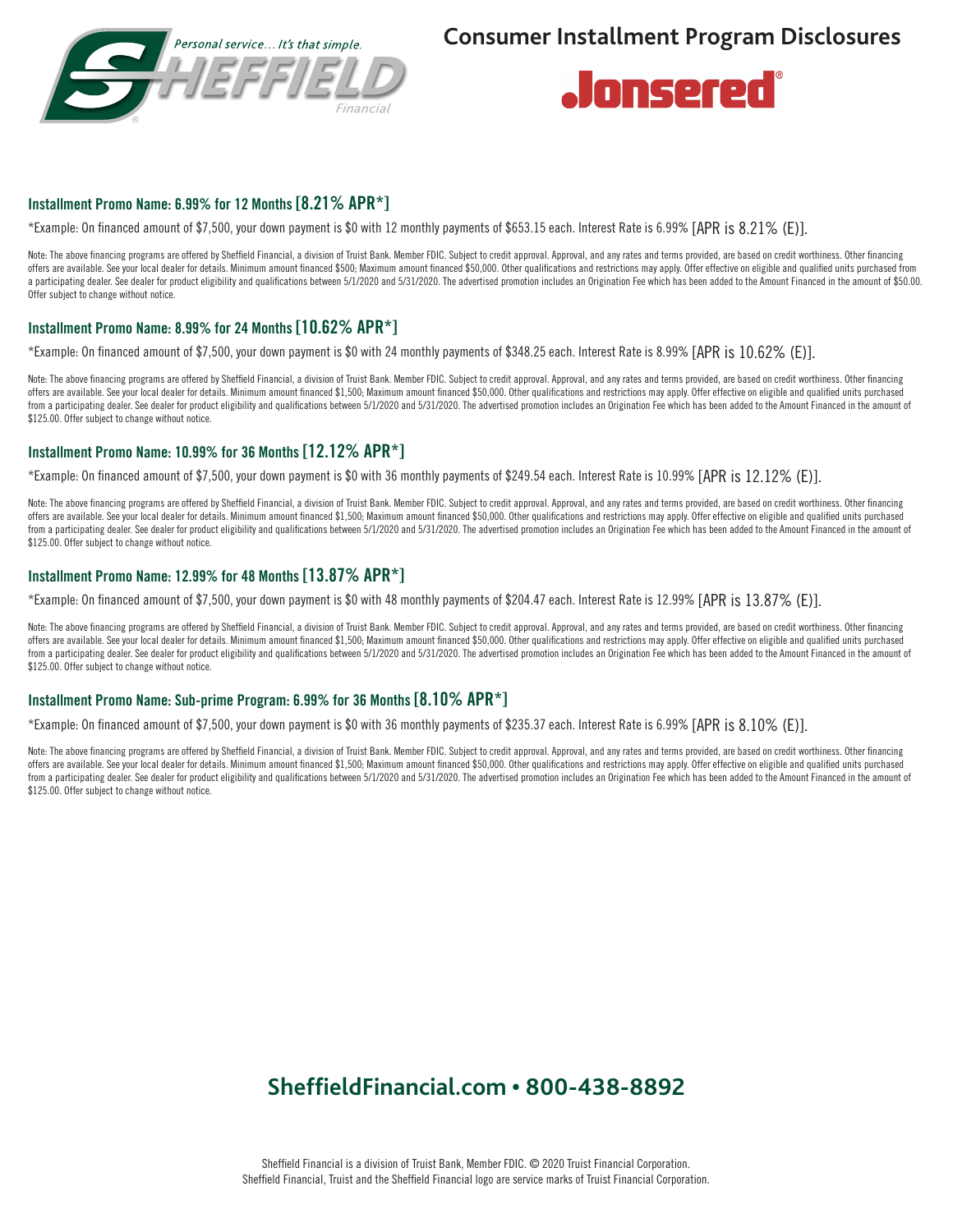Personal service… It's that simple.

SHEFFIELD Financial

# Consumer Installment Program Disclosures

Jonsered®

### Installment Promo Name: 6.99% for 12 Months [8.21% APR*]

*Example: On financed amount of $7,500, your down payment is $0 with 12 monthly payments of $653.15 each. Interest Rate is 6.99% [APR is 8.21% (E)].

Note: The above financing programs are offered by Sheffield Financial, a division of Truist Bank. Member FDIC. Subject to credit approval. Approval, and any rates and terms provided, are based on credit worthiness. Other financing offers are available. See your local dealer for details. Minimum amount financed $500; Maximum amount financed $50,000. Other qualifications and restrictions may apply. Offer effective on eligible and qualified units purchased from a participating dealer. See dealer for product eligibility and qualifications between 5/1/2020 and 5/31/2020. The advertised promotion includes an Origination Fee which has been added to the Amount Financed in the amount of $50.00. Offer subject to change without notice.

### Installment Promo Name: 8.99% for 24 Months [10.62% APR*]

*Example: On financed amount of $7,500, your down payment is $0 with 24 monthly payments of $348.25 each. Interest Rate is 8.99% [APR is 10.62% (E)].

Note: The above financing programs are offered by Sheffield Financial, a division of Truist Bank. Member FDIC. Subject to credit approval. Approval, and any rates and terms provided, are based on credit worthiness. Other financing offers are available. See your local dealer for details. Minimum amount financed $1,500; Maximum amount financed $50,000. Other qualifications and restrictions may apply. Offer effective on eligible and qualified units purchased from a participating dealer. See dealer for product eligibility and qualifications between 5/1/2020 and 5/31/2020. The advertised promotion includes an Origination Fee which has been added to the Amount Financed in the amount of $125.00. Offer subject to change without notice.

### Installment Promo Name: 10.99% for 36 Months [12.12% APR*]

*Example: On financed amount of $7,500, your down payment is $0 with 36 monthly payments of $249.54 each. Interest Rate is 10.99% [APR is 12.12% (E)].

Note: The above financing programs are offered by Sheffield Financial, a division of Truist Bank. Member FDIC. Subject to credit approval. Approval, and any rates and terms provided, are based on credit worthiness. Other financing offers are available. See your local dealer for details. Minimum amount financed $1,500; Maximum amount financed $50,000. Other qualifications and restrictions may apply. Offer effective on eligible and qualified units purchased from a participating dealer. See dealer for product eligibility and qualifications between 5/1/2020 and 5/31/2020. The advertised promotion includes an Origination Fee which has been added to the Amount Financed in the amount of $125.00. Offer subject to change without notice.

### Installment Promo Name: 12.99% for 48 Months [13.87% APR*]

*Example: On financed amount of $7,500, your down payment is $0 with 48 monthly payments of $204.47 each. Interest Rate is 12.99% [APR is 13.87% (E)].

Note: The above financing programs are offered by Sheffield Financial, a division of Truist Bank. Member FDIC. Subject to credit approval. Approval, and any rates and terms provided, are based on credit worthiness. Other financing offers are available. See your local dealer for details. Minimum amount financed $1,500; Maximum amount financed $50,000. Other qualifications and restrictions may apply. Offer effective on eligible and qualified units purchased from a participating dealer. See dealer for product eligibility and qualifications between 5/1/2020 and 5/31/2020. The advertised promotion includes an Origination Fee which has been added to the Amount Financed in the amount of $125.00. Offer subject to change without notice.

### Installment Promo Name: Sub-prime Program: 6.99% for 36 Months [8.10% APR*]

*Example: On financed amount of $7,500, your down payment is $0 with 36 monthly payments of $235.37 each. Interest Rate is 6.99% [APR is 8.10% (E)].

Note: The above financing programs are offered by Sheffield Financial, a division of Truist Bank. Member FDIC. Subject to credit approval. Approval, and any rates and terms provided, are based on credit worthiness. Other financing offers are available. See your local dealer for details. Minimum amount financed $1,500; Maximum amount financed $50,000. Other qualifications and restrictions may apply. Offer effective on eligible and qualified units purchased from a participating dealer. See dealer for product eligibility and qualifications between 5/1/2020 and 5/31/2020. The advertised promotion includes an Origination Fee which has been added to the Amount Financed in the amount of $125.00. Offer subject to change without notice.

## SheffieldFinancial.com • 800-438-8892

Sheffield Financial is a division of Truist Bank, Member FDIC. © 2020 Truist Financial Corporation.
Sheffield Financial, Truist and the Sheffield Financial logo are service marks of Truist Financial Corporation.